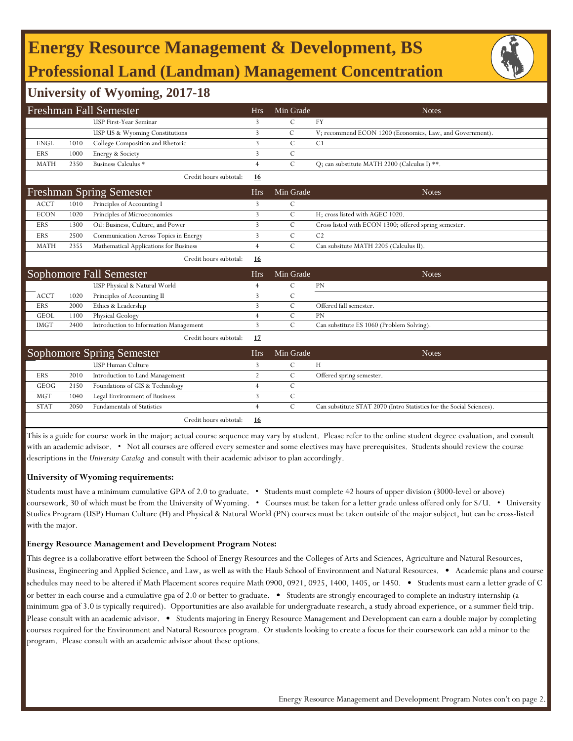# Energy Resource Management & Development, BS

## Professional Land (Landman) Management Concentration

### University of Wyoming, 2017-18

| Freshman Fall Semester | | | Hrs | Min Grade | Notes |
|---|---|---|---|---|---|
| | | USP First-Year Seminar | 3 | C | FY |
| | | USP US & Wyoming Constitutions | 3 | C | V; recommend ECON 1200 (Economics, Law, and Government). |
| ENGL | 1010 | College Composition and Rhetoric | 3 | C | C1 |
| ERS | 1000 | Energy & Society | 3 | C | |
| MATH | 2350 | Business Calculus * | 4 | C | Q; can substitute MATH 2200 (Calculus I) **. |
| | | Credit hours subtotal: | **16** | | |

| Freshman Spring Semester | | | Hrs | Min Grade | Notes |
|---|---|---|---|---|---|
| ACCT | 1010 | Principles of Accounting I | 3 | C | |
| ECON | 1020 | Principles of Microeconomics | 3 | C | H; cross listed with AGEC 1020. |
| ERS | 1300 | Oil: Business, Culture, and Power | 3 | C | Cross listed with ECON 1300; offered spring semester. |
| ERS | 2500 | Communication Across Topics in Energy | 3 | C | C2 |
| MATH | 2355 | Mathematical Applications for Business | 4 | C | Can subsitute MATH 2205 (Calculus II). |
| | | Credit hours subtotal: | **16** | | |

| Sophomore Fall Semester | | | Hrs | Min Grade | Notes |
|---|---|---|---|---|---|
| | | USP Physical & Natural World | 4 | C | PN |
| ACCT | 1020 | Principles of Accounting II | 3 | C | |
| ERS | 2000 | Ethics & Leadership | 3 | C | Offered fall semester. |
| GEOL | 1100 | Physical Geology | 4 | C | PN |
| IMGT | 2400 | Introduction to Information Management | 3 | C | Can substitute ES 1060 (Problem Solving). |
| | | Credit hours subtotal: | **17** | | |

| Sophomore Spring Semester | | | Hrs | Min Grade | Notes |
|---|---|---|---|---|---|
| | | USP Human Culture | 3 | C | H |
| ERS | 2010 | Introduction to Land Management | 2 | C | Offered spring semester. |
| GEOG | 2150 | Foundations of GIS & Technology | 4 | C | |
| MGT | 1040 | Legal Environment of Business | 3 | C | |
| STAT | 2050 | Fundamentals of Statistics | 4 | C | Can substitute STAT 2070 (Intro Statistics for the Social Sciences). |
| | | Credit hours subtotal: | **16** | | |

This is a guide for course work in the major; actual course sequence may vary by student. Please refer to the online student degree evaluation, and consult with an academic advisor. • Not all courses are offered every semester and some electives may have prerequisites. Students should review the course descriptions in the *University Catalog* and consult with their academic advisor to plan accordingly.

**University of Wyoming requirements:**

Students must have a minimum cumulative GPA of 2.0 to graduate. • Students must complete 42 hours of upper division (3000-level or above) coursework, 30 of which must be from the University of Wyoming. • Courses must be taken for a letter grade unless offered only for S/U. • University Studies Program (USP) Human Culture (H) and Physical & Natural World (PN) courses must be taken outside of the major subject, but can be cross-listed with the major.

**Energy Resource Management and Development Program Notes:**

This degree is a collaborative effort between the School of Energy Resources and the Colleges of Arts and Sciences, Agriculture and Natural Resources, Business, Engineering and Applied Science, and Law, as well as with the Haub School of Environment and Natural Resources. • Academic plans and course schedules may need to be altered if Math Placement scores require Math 0900, 0921, 0925, 1400, 1405, or 1450. • Students must earn a letter grade of C or better in each course and a cumulative gpa of 2.0 or better to graduate. • Students are strongly encouraged to complete an industry internship (a minimum gpa of 3.0 is typically required). Opportunities are also available for undergraduate research, a study abroad experience, or a summer field trip. Please consult with an academic advisor. • Students majoring in Energy Resource Management and Development can earn a double major by completing courses required for the Environment and Natural Resources program. Or students looking to create a focus for their coursework can add a minor to the program. Please consult with an academic advisor about these options.

Energy Resource Management and Development Program Notes con't on page 2.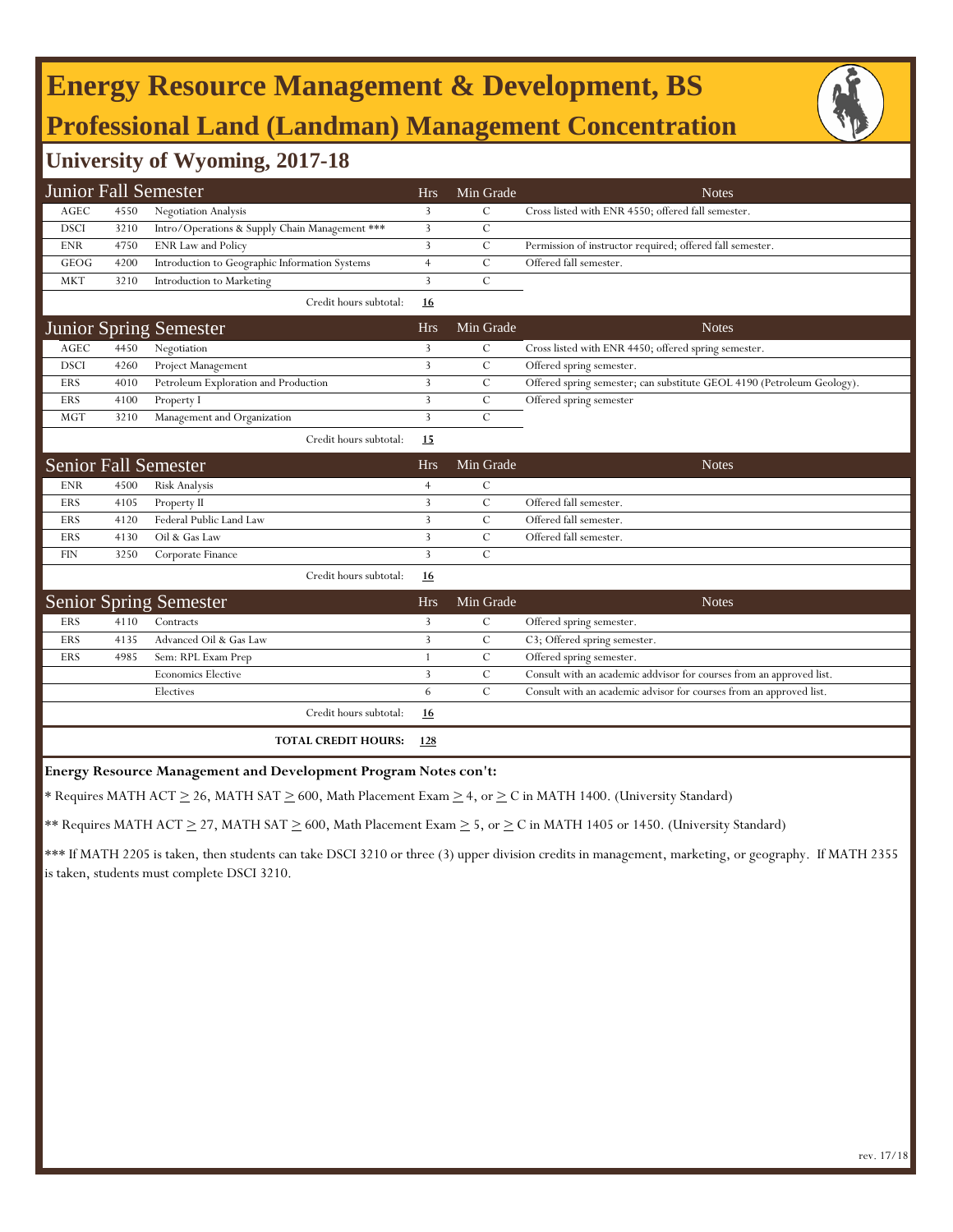# Energy Resource Management & Development, BS

## Professional Land (Landman) Management Concentration

### University of Wyoming, 2017-18

| Junior Fall Semester | | | Hrs | Min Grade | Notes |
|---|---|---|---|---|---|
| AGEC | 4550 | Negotiation Analysis | 3 | C | Cross listed with ENR 4550; offered fall semester. |
| DSCI | 3210 | Intro/Operations & Supply Chain Management *** | 3 | C | |
| ENR | 4750 | ENR Law and Policy | 3 | C | Permission of instructor required; offered fall semester. |
| GEOG | 4200 | Introduction to Geographic Information Systems | 4 | C | Offered fall semester. |
| MKT | 3210 | Introduction to Marketing | 3 | C | |
| | | Credit hours subtotal: | **16** | | |

| Junior Spring Semester | | | Hrs | Min Grade | Notes |
|---|---|---|---|---|---|
| AGEC | 4450 | Negotiation | 3 | C | Cross listed with ENR 4450; offered spring semester. |
| DSCI | 4260 | Project Management | 3 | C | Offered spring semester. |
| ERS | 4010 | Petroleum Exploration and Production | 3 | C | Offered spring semester; can substitute GEOL 4190 (Petroleum Geology). |
| ERS | 4100 | Property I | 3 | C | Offered spring semester |
| MGT | 3210 | Management and Organization | 3 | C | |
| | | Credit hours subtotal: | **15** | | |

| Senior Fall Semester | | | Hrs | Min Grade | Notes |
|---|---|---|---|---|---|
| ENR | 4500 | Risk Analysis | 4 | C | |
| ERS | 4105 | Property II | 3 | C | Offered fall semester. |
| ERS | 4120 | Federal Public Land Law | 3 | C | Offered fall semester. |
| ERS | 4130 | Oil & Gas Law | 3 | C | Offered fall semester. |
| FIN | 3250 | Corporate Finance | 3 | C | |
| | | Credit hours subtotal: | **16** | | |

| Senior Spring Semester | | | Hrs | Min Grade | Notes |
|---|---|---|---|---|---|
| ERS | 4110 | Contracts | 3 | C | Offered spring semester. |
| ERS | 4135 | Advanced Oil & Gas Law | 3 | C | C3; Offered spring semester. |
| ERS | 4985 | Sem: RPL Exam Prep | 1 | C | Offered spring semester. |
| | | Economics Elective | 3 | C | Consult with an academic addvisor for courses from an approved list. |
| | | Electives | 6 | C | Consult with an academic advisor for courses from an approved list. |
| | | Credit hours subtotal: | **16** | | |
| | | **TOTAL CREDIT HOURS:** | **128** | | |

**Energy Resource Management and Development Program Notes con't:**

* Requires MATH ACT $\geq$ 26, MATH SAT $\geq$ 600, Math Placement Exam $\geq$ 4, or $\geq$ C in MATH 1400. (University Standard)

** Requires MATH ACT $\geq$ 27, MATH SAT $\geq$ 600, Math Placement Exam $\geq$ 5, or $\geq$ C in MATH 1405 or 1450. (University Standard)

*** If MATH 2205 is taken, then students can take DSCI 3210 or three (3) upper division credits in management, marketing, or geography. If MATH 2355 is taken, students must complete DSCI 3210.

rev. 17/18